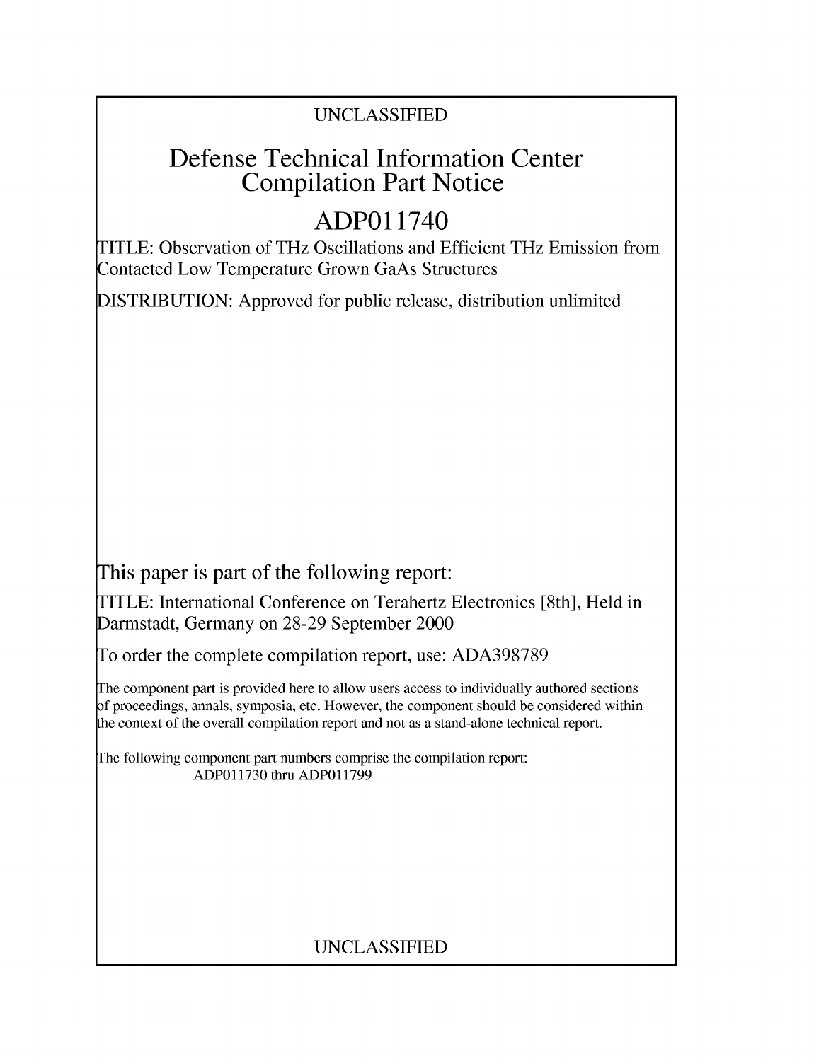UNCLASSIFIED

# Defense Technical Information Center Compilation Part Notice

## ADP011740

TITLE: Observation of THz Oscillations and Efficient THz Emission from Contacted Low Temperature Grown GaAs Structures

DISTRIBUTION: Approved for public release, distribution unlimited

This paper is part of the following report:

TITLE: International Conference on Terahertz Electronics [8th], Held in Darmstadt, Germany on 28-29 September 2000

To order the complete compilation report, use: ADA398789

The component part is provided here to allow users access to individually authored sections of proceedings, annals, symposia, etc. However, the component should be considered within the context of the overall compilation report and not as a stand-alone technical report.

The following component part numbers comprise the compilation report:
ADP011730 thru ADP011799

UNCLASSIFIED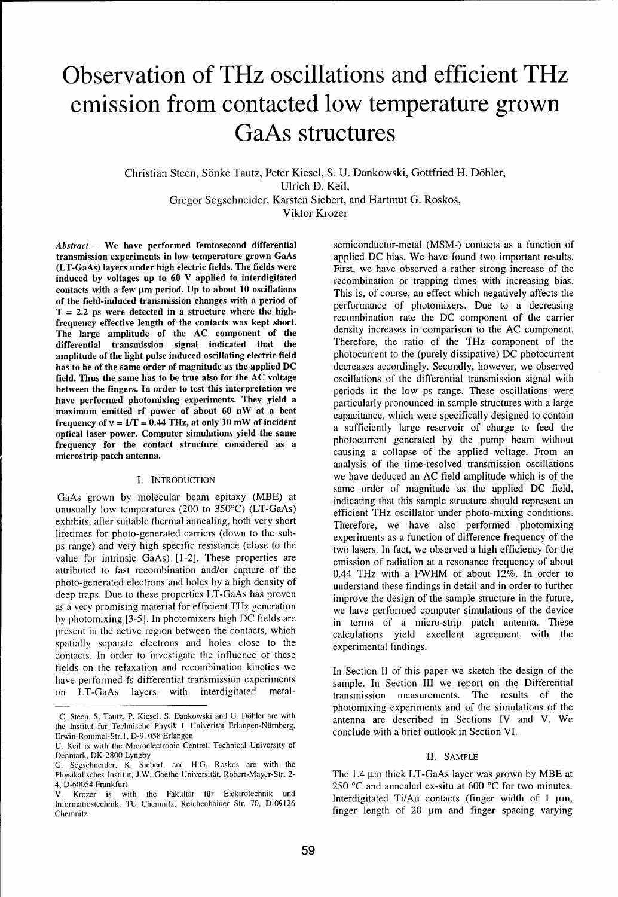# Observation of THz oscillations and efficient THz emission from contacted low temperature grown GaAs structures

Christian Steen, Sönke Tautz, Peter Kiesel, S. U. Dankowski, Gottfried H. Döhler, Ulrich D. Keil, Gregor Segschneider, Karsten Siebert, and Hartmut G. Roskos, Viktor Krozer

***Abstract*** – **We have performed femtosecond differential transmission experiments in low temperature grown GaAs (LT-GaAs) layers under high electric fields. The fields were induced by voltages up to 60 V applied to interdigitated contacts with a few μm period. Up to about 10 oscillations of the field-induced transmission changes with a period of T = 2.2 ps were detected in a structure where the high-frequency effective length of the contacts was kept short. The large amplitude of the AC component of the differential transmission signal indicated that the amplitude of the light pulse induced oscillating electric field has to be of the same order of magnitude as the applied DC field. Thus the same has to be true also for the AC voltage between the fingers. In order to test this interpretation we have performed photomixing experiments. They yield a maximum emitted rf power of about 60 nW at a beat frequency of ν = 1/T = 0.44 THz, at only 10 mW of incident optical laser power. Computer simulations yield the same frequency for the contact structure considered as a microstrip patch antenna.**

## I. Introduction

GaAs grown by molecular beam epitaxy (MBE) at unusually low temperatures (200 to 350°C) (LT-GaAs) exhibits, after suitable thermal annealing, both very short lifetimes for photo-generated carriers (down to the sub-ps range) and very high specific resistance (close to the value for intrinsic GaAs) [1-2]. These properties are attributed to fast recombination and/or capture of the photo-generated electrons and holes by a high density of deep traps. Due to these properties LT-GaAs has proven as a very promising material for efficient THz generation by photomixing [3-5]. In photomixers high DC fields are present in the active region between the contacts, which spatially separate electrons and holes close to the contacts. In order to investigate the influence of these fields on the relaxation and recombination kinetics we have performed fs differential transmission experiments on LT-GaAs layers with interdigitated metal-semiconductor-metal (MSM-) contacts as a function of applied DC bias. We have found two important results. First, we have observed a rather strong increase of the recombination or trapping times with increasing bias. This is, of course, an effect which negatively affects the performance of photomixers. Due to a decreasing recombination rate the DC component of the carrier density increases in comparison to the AC component. Therefore, the ratio of the THz component of the photocurrent to the (purely dissipative) DC photocurrent decreases accordingly. Secondly, however, we observed oscillations of the differential transmission signal with periods in the low ps range. These oscillations were particularly pronounced in sample structures with a large capacitance, which were specifically designed to contain a sufficiently large reservoir of charge to feed the photocurrent generated by the pump beam without causing a collapse of the applied voltage. From an analysis of the time-resolved transmission oscillations we have deduced an AC field amplitude which is of the same order of magnitude as the applied DC field, indicating that this sample structure should represent an efficient THz oscillator under photo-mixing conditions. Therefore, we have also performed photomixing experiments as a function of difference frequency of the two lasers. In fact, we observed a high efficiency for the emission of radiation at a resonance frequency of about 0.44 THz with a FWHM of about 12%. In order to understand these findings in detail and in order to further improve the design of the sample structure in the future, we have performed computer simulations of the device in terms of a micro-strip patch antenna. These calculations yield excellent agreement with the experimental findings.

In Section II of this paper we sketch the design of the sample. In Section III we report on the Differential transmission measurements. The results of the photomixing experiments and of the simulations of the antenna are described in Sections IV and V. We conclude with a brief outlook in Section VI.

C. Steen, S. Tautz, P. Kiesel, S. Dankowski and G. Döhler are with the Institut für Technische Physik I, Univerität Erlangen-Nürnberg, Erwin-Rommel-Str.1, D-91058 Erlangen

U. Keil is with the Microelectronic Centret, Technical University of Denmark, DK-2800 Lyngby

G. Segschneider, K. Siebert, and H.G. Roskos are with the Physikalisches Institut, J.W. Goethe Universität, Robert-Mayer-Str. 2-4, D-60054 Frankfurt

V. Krozer is with the Fakultät für Elektrotechnik und Informatiostechnik, TU Chemnitz, Reichenhainer Str. 70, D-09126 Chemnitz

## II. Sample

The 1.4 μm thick LT-GaAs layer was grown by MBE at 250 °C and annealed ex-situ at 600 °C for two minutes. Interdigitated Ti/Au contacts (finger width of 1 μm, finger length of 20 μm and finger spacing varying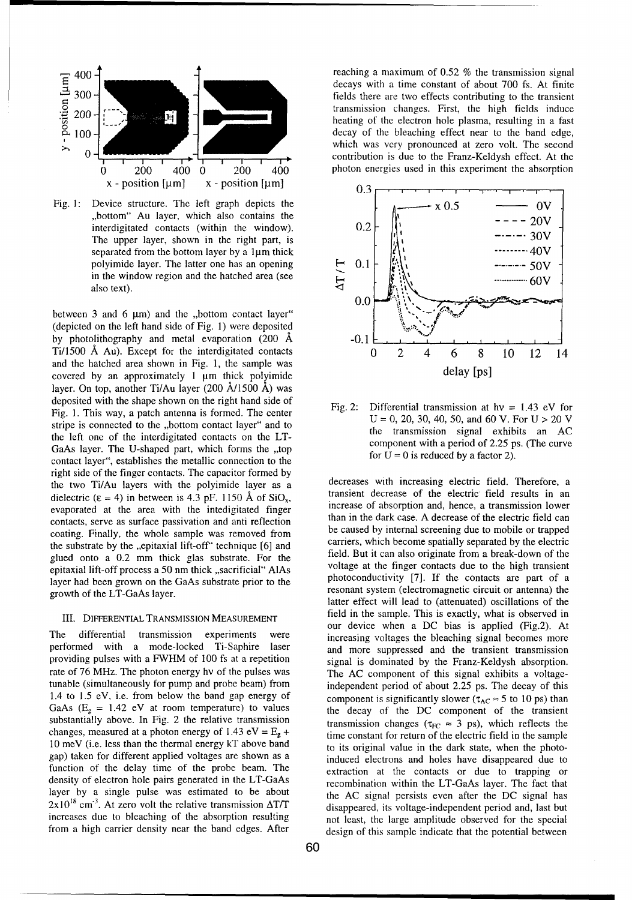Fig. 1: Device structure. The left graph depicts the „bottom" Au layer, which also contains the interdigitated contacts (within the window). The upper layer, shown in the right part, is separated from the bottom layer by a 1μm thick polyimide layer. The latter one has an opening in the window region and the hatched area (see also text).

between 3 and 6 μm) and the „bottom contact layer" (depicted on the left hand side of Fig. 1) were deposited by photolithography and metal evaporation (200 Å Ti/1500 Å Au). Except for the interdigitated contacts and the hatched area shown in Fig. 1, the sample was covered by an approximately 1 μm thick polyimide layer. On top, another Ti/Au layer (200 Å/1500 Å) was deposited with the shape shown on the right hand side of Fig. 1. This way, a patch antenna is formed. The center stripe is connected to the „bottom contact layer" and to the left one of the interdigitated contacts on the LT-GaAs layer. The U-shaped part, which forms the „top contact layer", establishes the metallic connection to the right side of the finger contacts. The capacitor formed by the two Ti/Au layers with the polyimide layer as a dielectric ($\varepsilon = 4$) in between is 4.3 pF. 1150 Å of $SiO_x$, evaporated at the area with the intedigitated finger contacts, serve as surface passivation and anti reflection coating. Finally, the whole sample was removed from the substrate by the „epitaxial lift-off" technique [6] and glued onto a 0.2 mm thick glas substrate. For the epitaxial lift-off process a 50 nm thick „sacrificial" AlAs layer had been grown on the GaAs substrate prior to the growth of the LT-GaAs layer.

## III. Differential Transmission Measurement

The differential transmission experiments were performed with a mode-locked Ti-Saphire laser providing pulses with a FWHM of 100 fs at a repetition rate of 76 MHz. The photon energy hν of the pulses was tunable (simultaneously for pump and probe beam) from 1.4 to 1.5 eV, i.e. from below the band gap energy of GaAs ($E_g$ = 1.42 eV at room temperature) to values substantially above. In Fig. 2 the relative transmission changes, measured at a photon energy of 1.43 eV = $E_g$ + 10 meV (i.e. less than the thermal energy kT above band gap) taken for different applied voltages are shown as a function of the delay time of the probe beam. The density of electron hole pairs generated in the LT-GaAs layer by a single pulse was estimated to be about $2 \times 10^{18}$ cm$^{-3}$. At zero volt the relative transmission ΔT/T increases due to bleaching of the absorption resulting from a high carrier density near the band edges. After reaching a maximum of 0.52 % the transmission signal decays with a time constant of about 700 fs. At finite fields there are two effects contributing to the transient transmission changes. First, the high fields induce heating of the electron hole plasma, resulting in a fast decay of the bleaching effect near to the band edge, which was very pronounced at zero volt. The second contribution is due to the Franz-Keldysh effect. At the photon energies used in this experiment the absorption

Fig. 2: Differential transmission at hν = 1.43 eV for U = 0, 20, 30, 40, 50, and 60 V. For U > 20 V the transmission signal exhibits an AC component with a period of 2.25 ps. (The curve for U = 0 is reduced by a factor 2).

decreases with increasing electric field. Therefore, a transient decrease of the electric field results in an increase of absorption and, hence, a transmission lower than in the dark case. A decrease of the electric field can be caused by internal screening due to mobile or trapped carriers, which become spatially separated by the electric field. But it can also originate from a break-down of the voltage at the finger contacts due to the high transient photoconductivity [7]. If the contacts are part of a resonant system (electromagnetic circuit or antenna) the latter effect will lead to (attenuated) oscillations of the field in the sample. This is exactly, what is observed in our device when a DC bias is applied (Fig.2). At increasing voltages the bleaching signal becomes more and more suppressed and the transient transmission signal is dominated by the Franz-Keldysh absorption. The AC component of this signal exhibits a voltage-independent period of about 2.25 ps. The decay of this component is significantly slower ($\tau_{AC} \approx 5$ to 10 ps) than the decay of the DC component of the transient transmission changes ($\tau_{FC} \approx 3$ ps), which reflects the time constant for return of the electric field in the sample to its original value in the dark state, when the photo-induced electrons and holes have disappeared due to extraction at the contacts or due to trapping or recombination within the LT-GaAs layer. The fact that the AC signal persists even after the DC signal has disappeared, its voltage-independent period and, last but not least, the large amplitude observed for the special design of this sample indicate that the potential between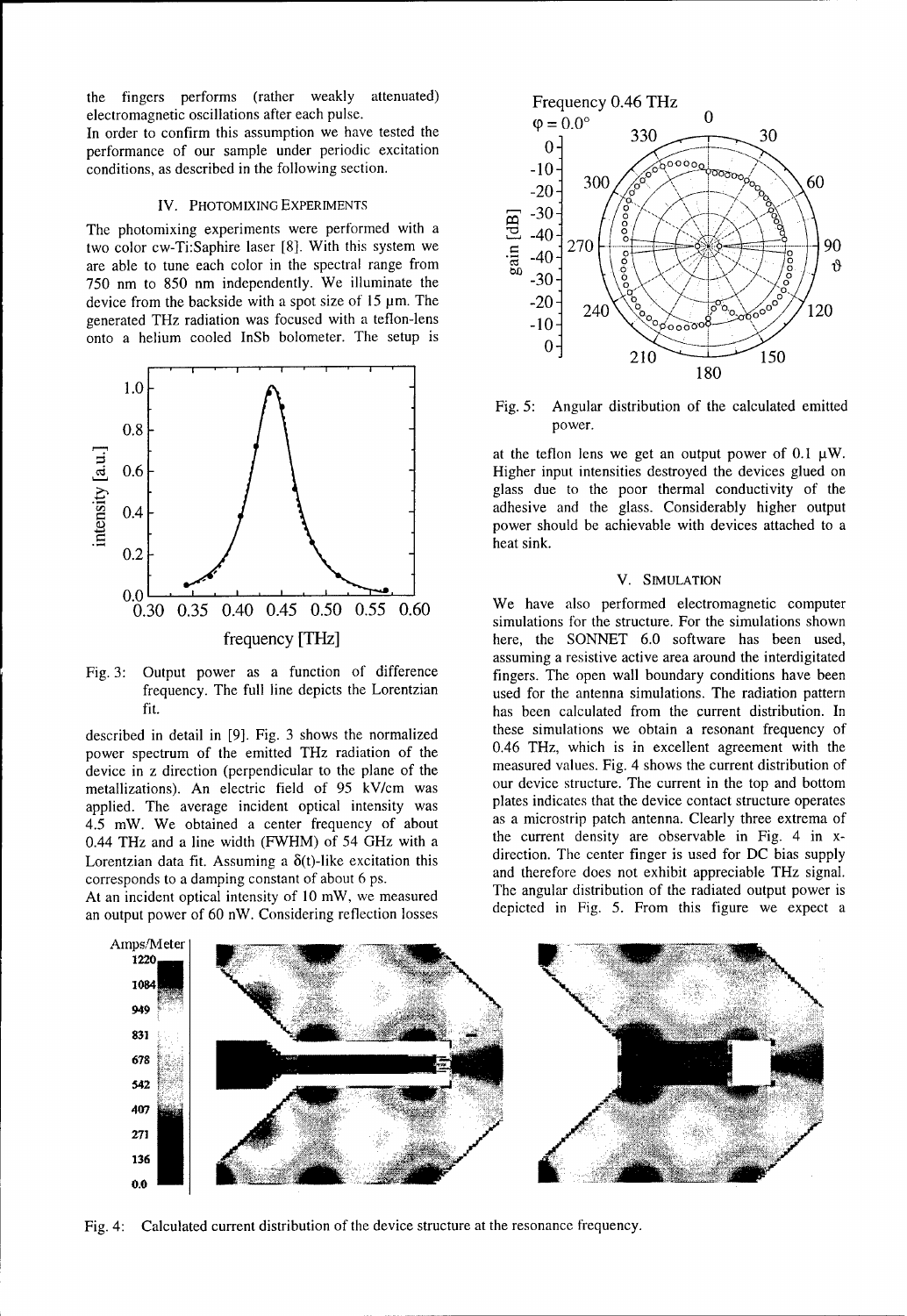the fingers performs (rather weakly attenuated) electromagnetic oscillations after each pulse.

In order to confirm this assumption we have tested the performance of our sample under periodic excitation conditions, as described in the following section.

## IV. PHOTOMIXING EXPERIMENTS

The photomixing experiments were performed with a two color cw-Ti:Saphire laser [8]. With this system we are able to tune each color in the spectral range from 750 nm to 850 nm independently. We illuminate the device from the backside with a spot size of 15 μm. The generated THz radiation was focused with a teflon-lens onto a helium cooled InSb bolometer. The setup is described in detail in [9]. Fig. 3 shows the normalized power spectrum of the emitted THz radiation of the device in z direction (perpendicular to the plane of the metallizations). An electric field of 95 kV/cm was applied. The average incident optical intensity was 4.5 mW. We obtained a center frequency of about 0.44 THz and a line width (FWHM) of 54 GHz with a Lorentzian data fit. Assuming a $\delta(t)$-like excitation this corresponds to a damping constant of about 6 ps.

Fig. 3: Output power as a function of difference frequency. The full line depicts the Lorentzian fit.

At an incident optical intensity of 10 mW, we measured an output power of 60 nW. Considering reflection losses at the teflon lens we get an output power of 0.1 μW. Higher input intensities destroyed the devices glued on glass due to the poor thermal conductivity of the adhesive and the glass. Considerably higher output power should be achievable with devices attached to a heat sink.

Fig. 5: Angular distribution of the calculated emitted power.

## V. SIMULATION

We have also performed electromagnetic computer simulations for the structure. For the simulations shown here, the SONNET 6.0 software has been used, assuming a resistive active area around the interdigitated fingers. The open wall boundary conditions have been used for the antenna simulations. The radiation pattern has been calculated from the current distribution. In these simulations we obtain a resonant frequency of 0.46 THz, which is in excellent agreement with the measured values. Fig. 4 shows the current distribution of our device structure. The current in the top and bottom plates indicates that the device contact structure operates as a microstrip patch antenna. Clearly three extrema of the current density are observable in Fig. 4 in x-direction. The center finger is used for DC bias supply and therefore does not exhibit appreciable THz signal. The angular distribution of the radiated output power is depicted in Fig. 5. From this figure we expect a

Fig. 4: Calculated current distribution of the device structure at the resonance frequency.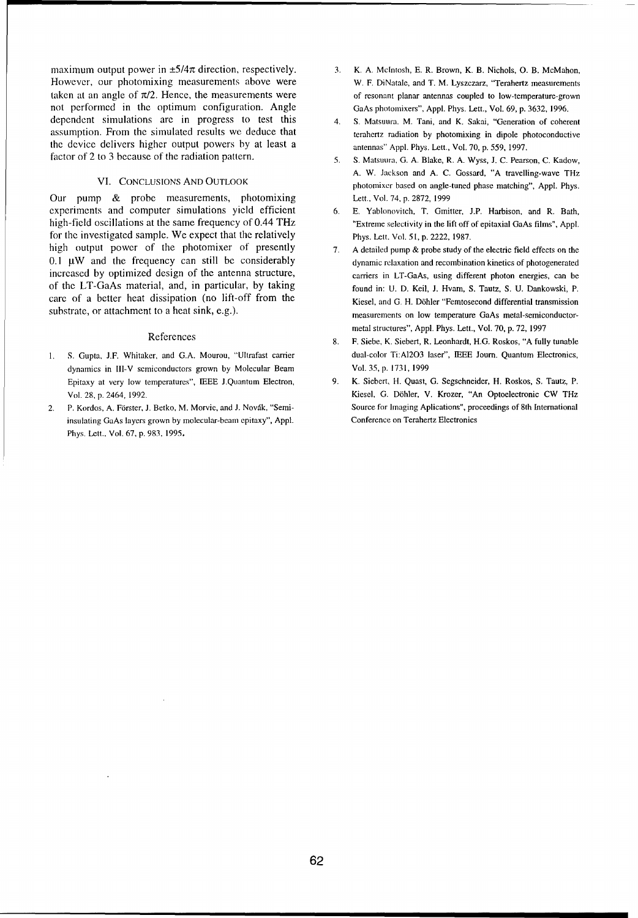maximum output power in $\pm 5/4\pi$ direction, respectively. However, our photomixing measurements above were taken at an angle of $\pi/2$. Hence, the measurements were not performed in the optimum configuration. Angle dependent simulations are in progress to test this assumption. From the simulated results we deduce that the device delivers higher output powers by at least a factor of 2 to 3 because of the radiation pattern.

## VI. Conclusions And Outlook

Our pump & probe measurements, photomixing experiments and computer simulations yield efficient high-field oscillations at the same frequency of 0.44 THz for the investigated sample. We expect that the relatively high output power of the photomixer of presently 0.1 μW and the frequency can still be considerably increased by optimized design of the antenna structure, of the LT-GaAs material, and, in particular, by taking care of a better heat dissipation (no lift-off from the substrate, or attachment to a heat sink, e.g.).

## References

1. S. Gupta, J.F. Whitaker, and G.A. Mourou, "Ultrafast carrier dynamics in III-V semiconductors grown by Molecular Beam Epitaxy at very low temperatures", IEEE J.Quantum Electron, Vol. 28, p. 2464, 1992.
2. P. Kordos, A. Förster, J. Betko, M. Morvic, and J. Novák, "Semi-insulating GaAs layers grown by molecular-beam epitaxy", Appl. Phys. Lett., Vol. 67, p. 983, 1995.
3. K. A. McIntosh, E. R. Brown, K. B. Nichols, O. B. McMahon, W. F. DiNatale, and T. M. Lyszczarz, "Terahertz measurements of resonant planar antennas coupled to low-temperature-grown GaAs photomixers", Appl. Phys. Lett., Vol. 69, p. 3632, 1996.
4. S. Matsuura, M. Tani, and K. Sakai, "Generation of coherent terahertz radiation by photomixing in dipole photoconductive antennas" Appl. Phys. Lett., Vol. 70, p. 559, 1997.
5. S. Matsuura, G. A. Blake, R. A. Wyss, J. C. Pearson, C. Kadow, A. W. Jackson and A. C. Gossard, "A travelling-wave THz photomixer based on angle-tuned phase matching", Appl. Phys. Lett., Vol. 74, p. 2872, 1999
6. E. Yablonovitch, T. Gmitter, J.P. Harbison, and R. Bath, "Extreme selectivity in the lift off of epitaxial GaAs films", Appl. Phys. Lett. Vol. 51, p. 2222, 1987.
7. A detailed pump & probe study of the electric field effects on the dynamic relaxation and recombination kinetics of photogenerated carriers in LT-GaAs, using different photon energies, can be found in: U. D. Keil, J. Hvam, S. Tautz, S. U. Dankowski, P. Kiesel, and G. H. Döhler "Femtosecond differential transmission measurements on low temperature GaAs metal-semiconductor-metal structures", Appl. Phys. Lett., Vol. 70, p. 72, 1997
8. F. Siebe, K. Siebert, R. Leonhardt, H.G. Roskos, "A fully tunable dual-color Ti:Al2O3 laser", IEEE Journ. Quantum Electronics, Vol. 35, p. 1731, 1999
9. K. Siebert, H. Quast, G. Segschneider, H. Roskos, S. Tautz, P. Kiesel, G. Döhler, V. Krozer, "An Optoelectronic CW THz Source for Imaging Aplications", proceedings of 8th International Conference on Terahertz Electronics